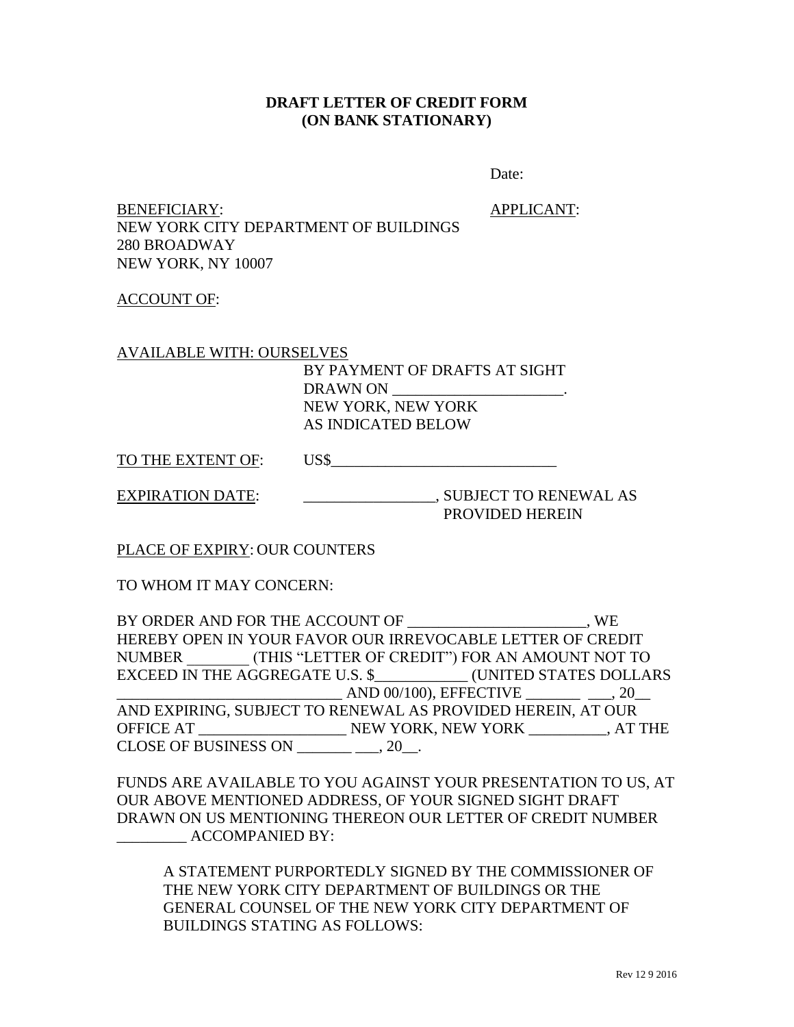**DRAFT LETTER OF CREDIT FORM**
**(ON BANK STATIONARY)**

Date:

BENEFICIARY:
NEW YORK CITY DEPARTMENT OF BUILDINGS
280 BROADWAY
NEW YORK, NY 10007

APPLICANT:

ACCOUNT OF:

AVAILABLE WITH: OURSELVES
BY PAYMENT OF DRAFTS AT SIGHT
DRAWN ON ______________________.
NEW YORK, NEW YORK
AS INDICATED BELOW

TO THE EXTENT OF: US$_____________________________

EXPIRATION DATE: _________________, SUBJECT TO RENEWAL AS PROVIDED HEREIN

PLACE OF EXPIRY: OUR COUNTERS

TO WHOM IT MAY CONCERN:

BY ORDER AND FOR THE ACCOUNT OF _______________________, WE HEREBY OPEN IN YOUR FAVOR OUR IRREVOCABLE LETTER OF CREDIT NUMBER ________ (THIS "LETTER OF CREDIT") FOR AN AMOUNT NOT TO EXCEED IN THE AGGREGATE U.S. $____________ (UNITED STATES DOLLARS _____________________________ AND 00/100), EFFECTIVE _______ ___, 20__ AND EXPIRING, SUBJECT TO RENEWAL AS PROVIDED HEREIN, AT OUR OFFICE AT ___________________ NEW YORK, NEW YORK __________, AT THE CLOSE OF BUSINESS ON _______ ___, 20__.

FUNDS ARE AVAILABLE TO YOU AGAINST YOUR PRESENTATION TO US, AT OUR ABOVE MENTIONED ADDRESS, OF YOUR SIGNED SIGHT DRAFT DRAWN ON US MENTIONING THEREON OUR LETTER OF CREDIT NUMBER _________ ACCOMPANIED BY:

> A STATEMENT PURPORTEDLY SIGNED BY THE COMMISSIONER OF THE NEW YORK CITY DEPARTMENT OF BUILDINGS OR THE GENERAL COUNSEL OF THE NEW YORK CITY DEPARTMENT OF BUILDINGS STATING AS FOLLOWS:

Rev 12 9 2016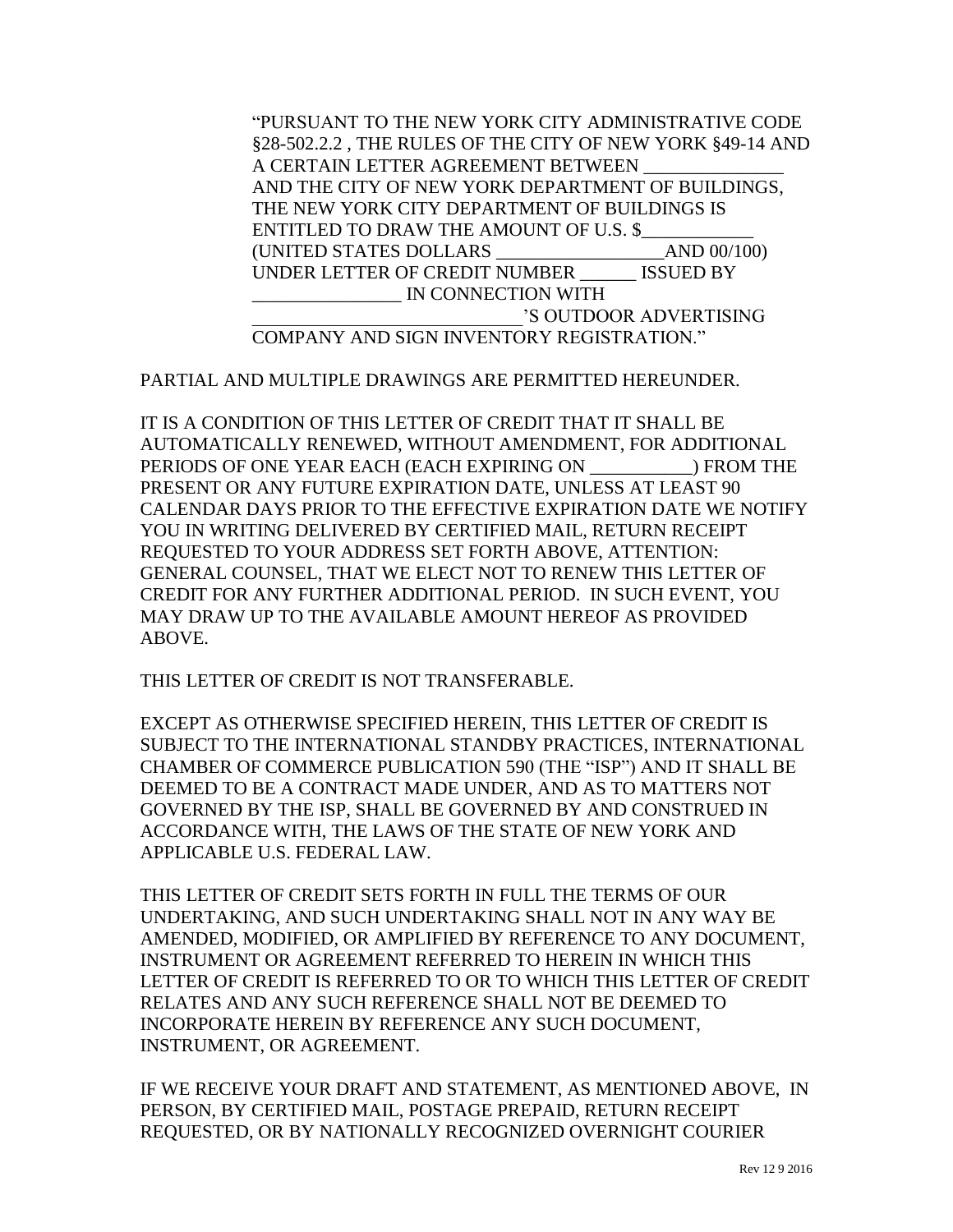> "PURSUANT TO THE NEW YORK CITY ADMINISTRATIVE CODE §28-502.2.2 , THE RULES OF THE CITY OF NEW YORK §49-14 AND A CERTAIN LETTER AGREEMENT BETWEEN _______________ AND THE CITY OF NEW YORK DEPARTMENT OF BUILDINGS, THE NEW YORK CITY DEPARTMENT OF BUILDINGS IS ENTITLED TO DRAW THE AMOUNT OF U.S. $____________ (UNITED STATES DOLLARS __________________AND 00/100) UNDER LETTER OF CREDIT NUMBER ______ ISSUED BY ________________ IN CONNECTION WITH ____________________________'S OUTDOOR ADVERTISING COMPANY AND SIGN INVENTORY REGISTRATION."

PARTIAL AND MULTIPLE DRAWINGS ARE PERMITTED HEREUNDER.

IT IS A CONDITION OF THIS LETTER OF CREDIT THAT IT SHALL BE AUTOMATICALLY RENEWED, WITHOUT AMENDMENT, FOR ADDITIONAL PERIODS OF ONE YEAR EACH (EACH EXPIRING ON ___________) FROM THE PRESENT OR ANY FUTURE EXPIRATION DATE, UNLESS AT LEAST 90 CALENDAR DAYS PRIOR TO THE EFFECTIVE EXPIRATION DATE WE NOTIFY YOU IN WRITING DELIVERED BY CERTIFIED MAIL, RETURN RECEIPT REQUESTED TO YOUR ADDRESS SET FORTH ABOVE, ATTENTION: GENERAL COUNSEL, THAT WE ELECT NOT TO RENEW THIS LETTER OF CREDIT FOR ANY FURTHER ADDITIONAL PERIOD. IN SUCH EVENT, YOU MAY DRAW UP TO THE AVAILABLE AMOUNT HEREOF AS PROVIDED ABOVE.

THIS LETTER OF CREDIT IS NOT TRANSFERABLE.

EXCEPT AS OTHERWISE SPECIFIED HEREIN, THIS LETTER OF CREDIT IS SUBJECT TO THE INTERNATIONAL STANDBY PRACTICES, INTERNATIONAL CHAMBER OF COMMERCE PUBLICATION 590 (THE "ISP") AND IT SHALL BE DEEMED TO BE A CONTRACT MADE UNDER, AND AS TO MATTERS NOT GOVERNED BY THE ISP, SHALL BE GOVERNED BY AND CONSTRUED IN ACCORDANCE WITH, THE LAWS OF THE STATE OF NEW YORK AND APPLICABLE U.S. FEDERAL LAW.

THIS LETTER OF CREDIT SETS FORTH IN FULL THE TERMS OF OUR UNDERTAKING, AND SUCH UNDERTAKING SHALL NOT IN ANY WAY BE AMENDED, MODIFIED, OR AMPLIFIED BY REFERENCE TO ANY DOCUMENT, INSTRUMENT OR AGREEMENT REFERRED TO HEREIN IN WHICH THIS LETTER OF CREDIT IS REFERRED TO OR TO WHICH THIS LETTER OF CREDIT RELATES AND ANY SUCH REFERENCE SHALL NOT BE DEEMED TO INCORPORATE HEREIN BY REFERENCE ANY SUCH DOCUMENT, INSTRUMENT, OR AGREEMENT.

IF WE RECEIVE YOUR DRAFT AND STATEMENT, AS MENTIONED ABOVE, IN PERSON, BY CERTIFIED MAIL, POSTAGE PREPAID, RETURN RECEIPT REQUESTED, OR BY NATIONALLY RECOGNIZED OVERNIGHT COURIER

Rev 12 9 2016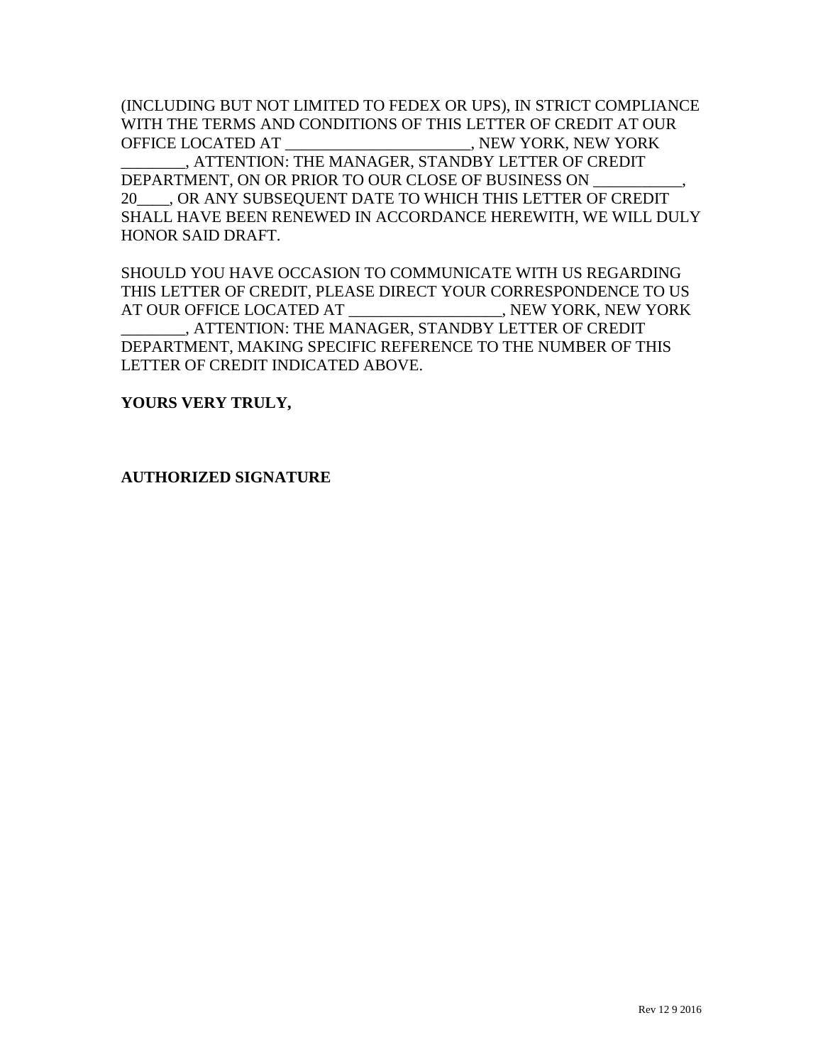(INCLUDING BUT NOT LIMITED TO FEDEX OR UPS), IN STRICT COMPLIANCE WITH THE TERMS AND CONDITIONS OF THIS LETTER OF CREDIT AT OUR OFFICE LOCATED AT _______________________, NEW YORK, NEW YORK ________, ATTENTION: THE MANAGER, STANDBY LETTER OF CREDIT DEPARTMENT, ON OR PRIOR TO OUR CLOSE OF BUSINESS ON ___________, 20____, OR ANY SUBSEQUENT DATE TO WHICH THIS LETTER OF CREDIT SHALL HAVE BEEN RENEWED IN ACCORDANCE HEREWITH, WE WILL DULY HONOR SAID DRAFT.

SHOULD YOU HAVE OCCASION TO COMMUNICATE WITH US REGARDING THIS LETTER OF CREDIT, PLEASE DIRECT YOUR CORRESPONDENCE TO US AT OUR OFFICE LOCATED AT ___________________, NEW YORK, NEW YORK ________, ATTENTION: THE MANAGER, STANDBY LETTER OF CREDIT DEPARTMENT, MAKING SPECIFIC REFERENCE TO THE NUMBER OF THIS LETTER OF CREDIT INDICATED ABOVE.

**YOURS VERY TRULY,**

**AUTHORIZED SIGNATURE**

Rev 12 9 2016